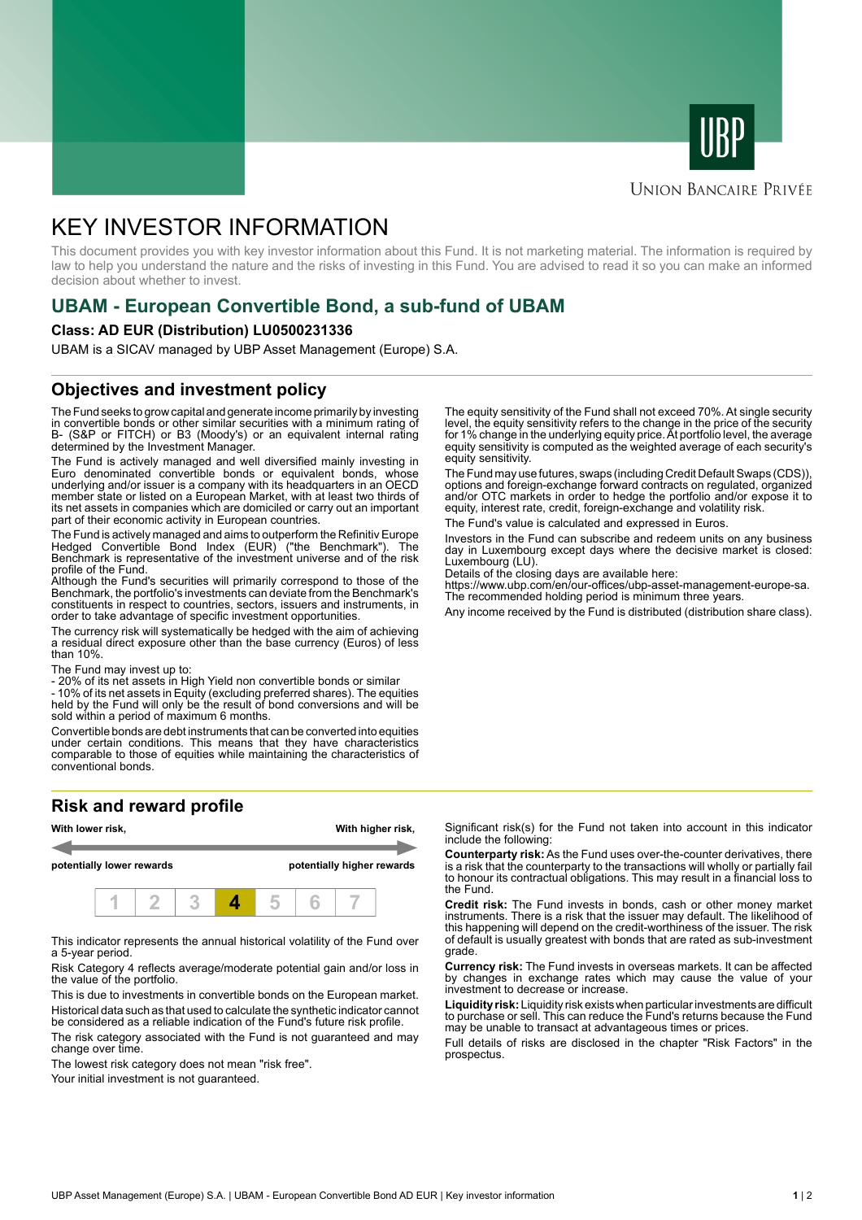UBP

Union Bancaire Privée

# KEY INVESTOR INFORMATION

This document provides you with key investor information about this Fund. It is not marketing material. The information is required by law to help you understand the nature and the risks of investing in this Fund. You are advised to read it so you can make an informed decision about whether to invest.

## UBAM - European Convertible Bond, a sub-fund of UBAM

**Class: AD EUR (Distribution) LU0500231336**

UBAM is a SICAV managed by UBP Asset Management (Europe) S.A.

## Objectives and investment policy

The Fund seeks to grow capital and generate income primarily by investing in convertible bonds or other similar securities with a minimum rating of B- (S&P or FITCH) or B3 (Moody's) or an equivalent internal rating determined by the Investment Manager.

The Fund is actively managed and well diversified mainly investing in Euro denominated convertible bonds or equivalent bonds, whose underlying and/or issuer is a company with its headquarters in an OECD member state or listed on a European Market, with at least two thirds of its net assets in companies which are domiciled or carry out an important part of their economic activity in European countries.

The Fund is actively managed and aims to outperform the Refinitiv Europe Hedged Convertible Bond Index (EUR) ("the Benchmark"). The Benchmark is representative of the investment universe and of the risk profile of the Fund.
Although the Fund's securities will primarily correspond to those of the Benchmark, the portfolio's investments can deviate from the Benchmark's constituents in respect to countries, sectors, issuers and instruments, in order to take advantage of specific investment opportunities.

The currency risk will systematically be hedged with the aim of achieving a residual direct exposure other than the base currency (Euros) of less than 10%.

The Fund may invest up to:
- 20% of its net assets in High Yield non convertible bonds or similar
- 10% of its net assets in Equity (excluding preferred shares). The equities held by the Fund will only be the result of bond conversions and will be sold within a period of maximum 6 months.

Convertible bonds are debt instruments that can be converted into equities under certain conditions. This means that they have characteristics comparable to those of equities while maintaining the characteristics of conventional bonds.

The equity sensitivity of the Fund shall not exceed 70%. At single security level, the equity sensitivity refers to the change in the price of the security for 1% change in the underlying equity price. At portfolio level, the average equity sensitivity is computed as the weighted average of each security's equity sensitivity.

The Fund may use futures, swaps (including Credit Default Swaps (CDS)), options and foreign-exchange forward contracts on regulated, organized and/or OTC markets in order to hedge the portfolio and/or expose it to equity, interest rate, credit, foreign-exchange and volatility risk.

The Fund's value is calculated and expressed in Euros.

Investors in the Fund can subscribe and redeem units on any business day in Luxembourg except days where the decisive market is closed: Luxembourg (LU).
Details of the closing days are available here:
https://www.ubp.com/en/our-offices/ubp-asset-management-europe-sa.
The recommended holding period is minimum three years.

Any income received by the Fund is distributed (distribution share class).

## Risk and reward profile

| With lower risk, potentially lower rewards | | | | | | With higher risk, potentially higher rewards |
|---|---|---|---|---|---|---|
| 1 | 2 | 3 | **4** | 5 | 6 | 7 |

This indicator represents the annual historical volatility of the Fund over a 5-year period.

Risk Category 4 reflects average/moderate potential gain and/or loss in the value of the portfolio.

This is due to investments in convertible bonds on the European market.

Historical data such as that used to calculate the synthetic indicator cannot be considered as a reliable indication of the Fund's future risk profile.

The risk category associated with the Fund is not guaranteed and may change over time.

The lowest risk category does not mean "risk free".

Your initial investment is not guaranteed.

Significant risk(s) for the Fund not taken into account in this indicator include the following:

**Counterparty risk:** As the Fund uses over-the-counter derivatives, there is a risk that the counterparty to the transactions will wholly or partially fail to honour its contractual obligations. This may result in a financial loss to the Fund.

**Credit risk:** The Fund invests in bonds, cash or other money market instruments. There is a risk that the issuer may default. The likelihood of this happening will depend on the credit-worthiness of the issuer. The risk of default is usually greatest with bonds that are rated as sub-investment grade.

**Currency risk:** The Fund invests in overseas markets. It can be affected by changes in exchange rates which may cause the value of your investment to decrease or increase.

**Liquidity risk:** Liquidity risk exists when particular investments are difficult to purchase or sell. This can reduce the Fund's returns because the Fund may be unable to transact at advantageous times or prices.

Full details of risks are disclosed in the chapter "Risk Factors" in the prospectus.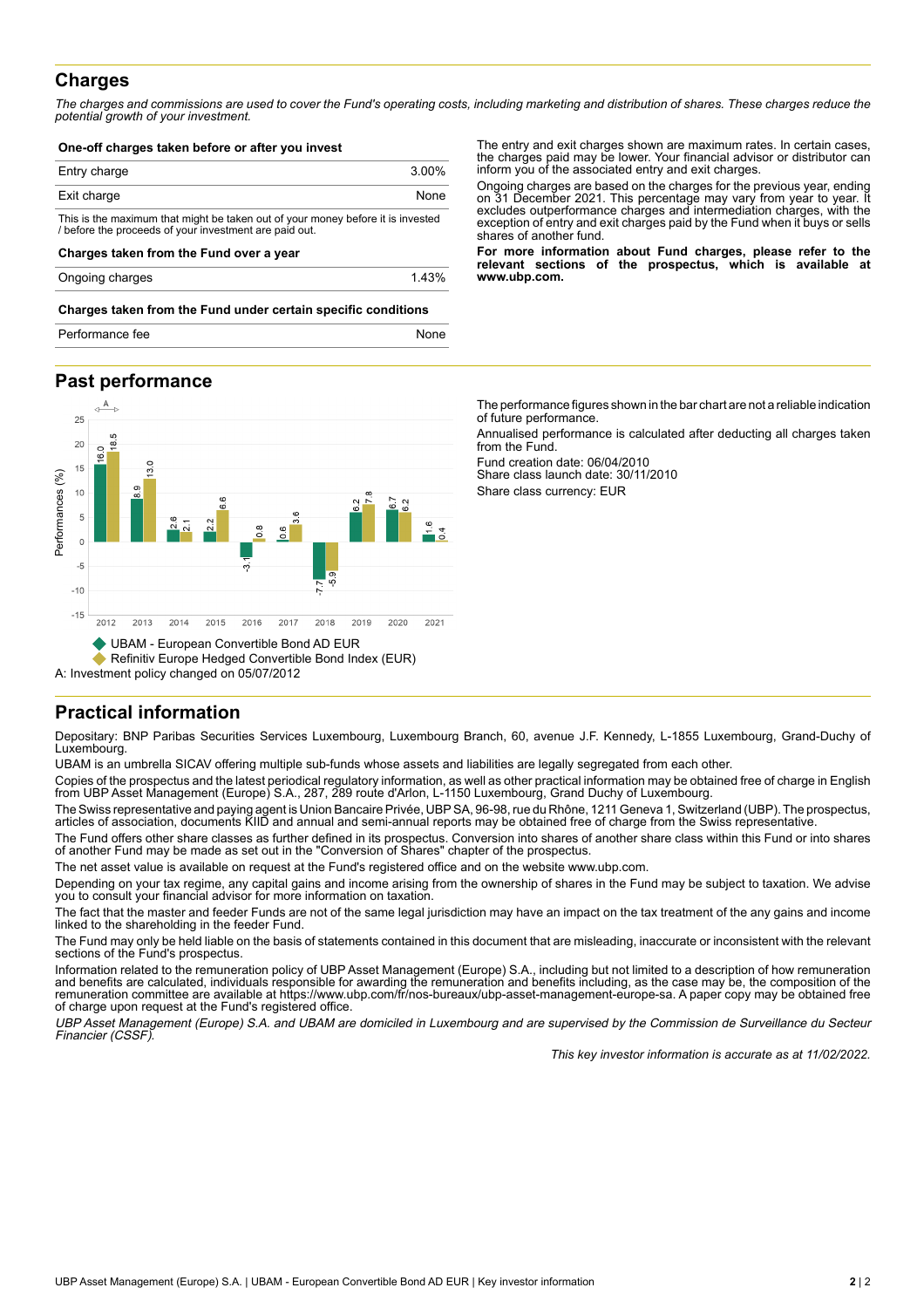## Charges

*The charges and commissions are used to cover the Fund's operating costs, including marketing and distribution of shares. These charges reduce the potential growth of your investment.*

| **One-off charges taken before or after you invest** | |
|---|---|
| Entry charge | 3.00% |
| Exit charge | None |

This is the maximum that might be taken out of your money before it is invested / before the proceeds of your investment are paid out.

| **Charges taken from the Fund over a year** | |
|---|---|
| Ongoing charges | 1.43% |

| **Charges taken from the Fund under certain specific conditions** | |
|---|---|
| Performance fee | None |

The entry and exit charges shown are maximum rates. In certain cases, the charges paid may be lower. Your financial advisor or distributor can inform you of the associated entry and exit charges.

Ongoing charges are based on the charges for the previous year, ending on 31 December 2021. This percentage may vary from year to year. It excludes outperformance charges and intermediation charges, with the exception of entry and exit charges paid by the Fund when it buys or sells shares of another fund.

**For more information about Fund charges, please refer to the relevant sections of the prospectus, which is available at www.ubp.com.**

## Past performance

A

Performances (%)

25
20
15
10
5
0
-5
-10
-15

16.0 18.5
8.9 13.0
2.6 2.1
2.2 6.6
-3.1 0.8
0.6 3.6
-7.7 -5.9
6.2 7.8
6.7 6.2
1.6 0.4

2012 2013 2014 2015 2016 2017 2018 2019 2020 2021

UBAM - European Convertible Bond AD EUR
Refinitiv Europe Hedged Convertible Bond Index (EUR)

A: Investment policy changed on 05/07/2012

The performance figures shown in the bar chart are not a reliable indication of future performance.

Annualised performance is calculated after deducting all charges taken from the Fund.

Fund creation date: 06/04/2010
Share class launch date: 30/11/2010
Share class currency: EUR

## Practical information

Depositary: BNP Paribas Securities Services Luxembourg, Luxembourg Branch, 60, avenue J.F. Kennedy, L-1855 Luxembourg, Grand-Duchy of Luxembourg.

UBAM is an umbrella SICAV offering multiple sub-funds whose assets and liabilities are legally segregated from each other.

Copies of the prospectus and the latest periodical regulatory information, as well as other practical information may be obtained free of charge in English from UBP Asset Management (Europe) S.A., 287, 289 route d'Arlon, L-1150 Luxembourg, Grand Duchy of Luxembourg.

The Swiss representative and paying agent is Union Bancaire Privée, UBP SA, 96-98, rue du Rhône, 1211 Geneva 1, Switzerland (UBP). The prospectus, articles of association, documents KIID and annual and semi-annual reports may be obtained free of charge from the Swiss representative.

The Fund offers other share classes as further defined in its prospectus. Conversion into shares of another share class within this Fund or into shares of another Fund may be made as set out in the "Conversion of Shares" chapter of the prospectus.

The net asset value is available on request at the Fund's registered office and on the website www.ubp.com.

Depending on your tax regime, any capital gains and income arising from the ownership of shares in the Fund may be subject to taxation. We advise you to consult your financial advisor for more information on taxation.

The fact that the master and feeder Funds are not of the same legal jurisdiction may have an impact on the tax treatment of the any gains and income linked to the shareholding in the feeder Fund.

The Fund may only be held liable on the basis of statements contained in this document that are misleading, inaccurate or inconsistent with the relevant sections of the Fund's prospectus.

Information related to the remuneration policy of UBP Asset Management (Europe) S.A., including but not limited to a description of how remuneration and benefits are calculated, individuals responsible for awarding the remuneration and benefits including, as the case may be, the composition of the remuneration committee are available at https://www.ubp.com/fr/nos-bureaux/ubp-asset-management-europe-sa. A paper copy may be obtained free of charge upon request at the Fund's registered office.

*UBP Asset Management (Europe) S.A. and UBAM are domiciled in Luxembourg and are supervised by the Commission de Surveillance du Secteur Financier (CSSF).*

*This key investor information is accurate as at 11/02/2022.*